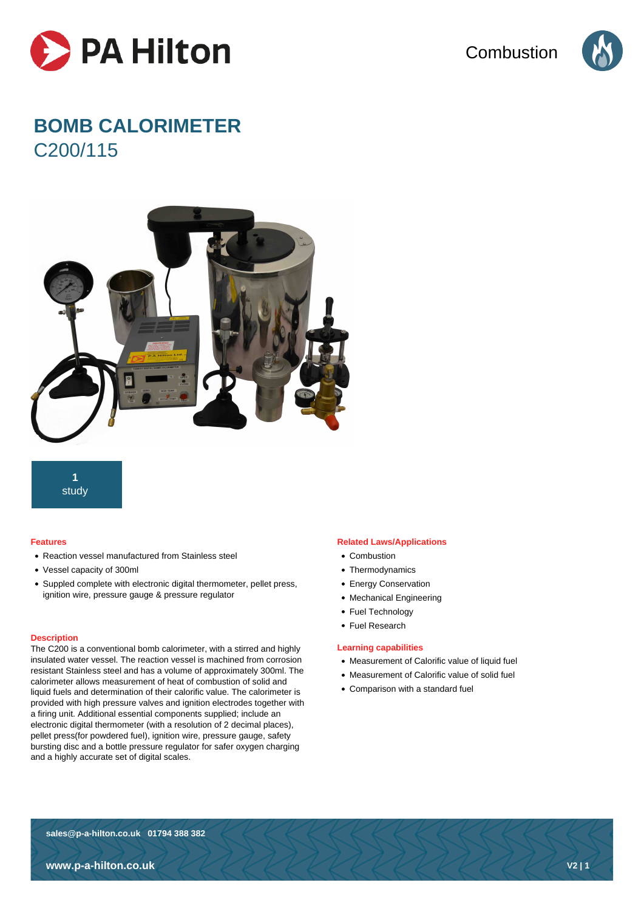# BOMB CALORIMETER

## C200/115

**1**
study

### Features

- Reaction vessel manufactured from Stainless steel
- Vessel capacity of 300ml
- Suppled complete with electronic digital thermometer, pellet press, ignition wire, pressure gauge & pressure regulator

### Description

The C200 is a conventional bomb calorimeter, with a stirred and highly insulated water vessel. The reaction vessel is machined from corrosion resistant Stainless steel and has a volume of approximately 300ml. The calorimeter allows measurement of heat of combustion of solid and liquid fuels and determination of their calorific value. The calorimeter is provided with high pressure valves and ignition electrodes together with a firing unit. Additional essential components supplied; include an electronic digital thermometer (with a resolution of 2 decimal places), pellet press(for powdered fuel), ignition wire, pressure gauge, safety bursting disc and a bottle pressure regulator for safer oxygen charging and a highly accurate set of digital scales.

### Related Laws/Applications

- Combustion
- Thermodynamics
- Energy Conservation
- Mechanical Engineering
- Fuel Technology
- Fuel Research

### Learning capabilities

- Measurement of Calorific value of liquid fuel
- Measurement of Calorific value of solid fuel
- Comparison with a standard fuel

**sales@p-a-hilton.co.uk 01794 388 382**

**www.p-a-hilton.co.uk**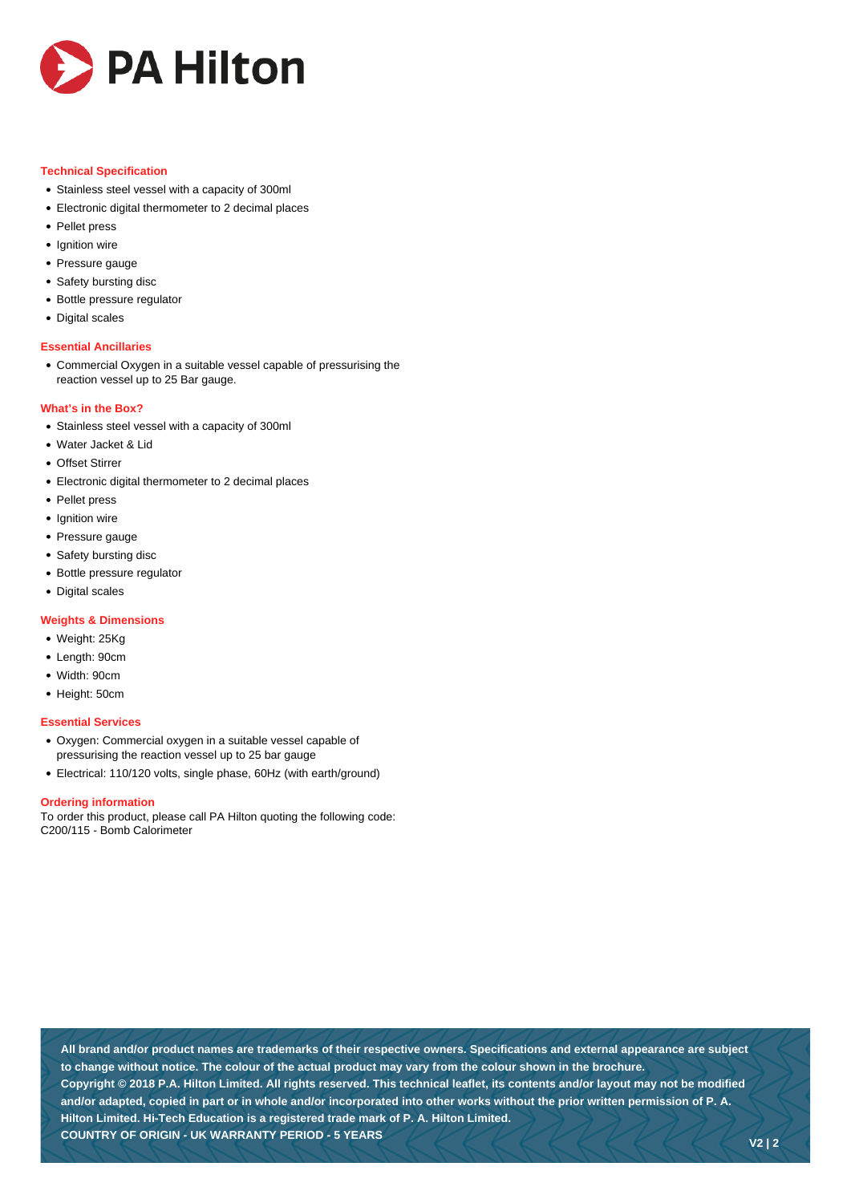# PA Hilton

### Technical Specification

- Stainless steel vessel with a capacity of 300ml
- Electronic digital thermometer to 2 decimal places
- Pellet press
- Ignition wire
- Pressure gauge
- Safety bursting disc
- Bottle pressure regulator
- Digital scales

### Essential Ancillaries

- Commercial Oxygen in a suitable vessel capable of pressurising the reaction vessel up to 25 Bar gauge.

### What's in the Box?

- Stainless steel vessel with a capacity of 300ml
- Water Jacket & Lid
- Offset Stirrer
- Electronic digital thermometer to 2 decimal places
- Pellet press
- Ignition wire
- Pressure gauge
- Safety bursting disc
- Bottle pressure regulator
- Digital scales

### Weights & Dimensions

- Weight: 25Kg
- Length: 90cm
- Width: 90cm
- Height: 50cm

### Essential Services

- Oxygen: Commercial oxygen in a suitable vessel capable of pressurising the reaction vessel up to 25 bar gauge
- Electrical: 110/120 volts, single phase, 60Hz (with earth/ground)

### Ordering information

To order this product, please call PA Hilton quoting the following code:
C200/115 - Bomb Calorimeter

**All brand and/or product names are trademarks of their respective owners. Specifications and external appearance are subject to change without notice. The colour of the actual product may vary from the colour shown in the brochure.**
**Copyright © 2018 P.A. Hilton Limited. All rights reserved. This technical leaflet, its contents and/or layout may not be modified and/or adapted, copied in part or in whole and/or incorporated into other works without the prior written permission of P. A. Hilton Limited. Hi-Tech Education is a registered trade mark of P. A. Hilton Limited.**
**COUNTRY OF ORIGIN - UK WARRANTY PERIOD - 5 YEARS**